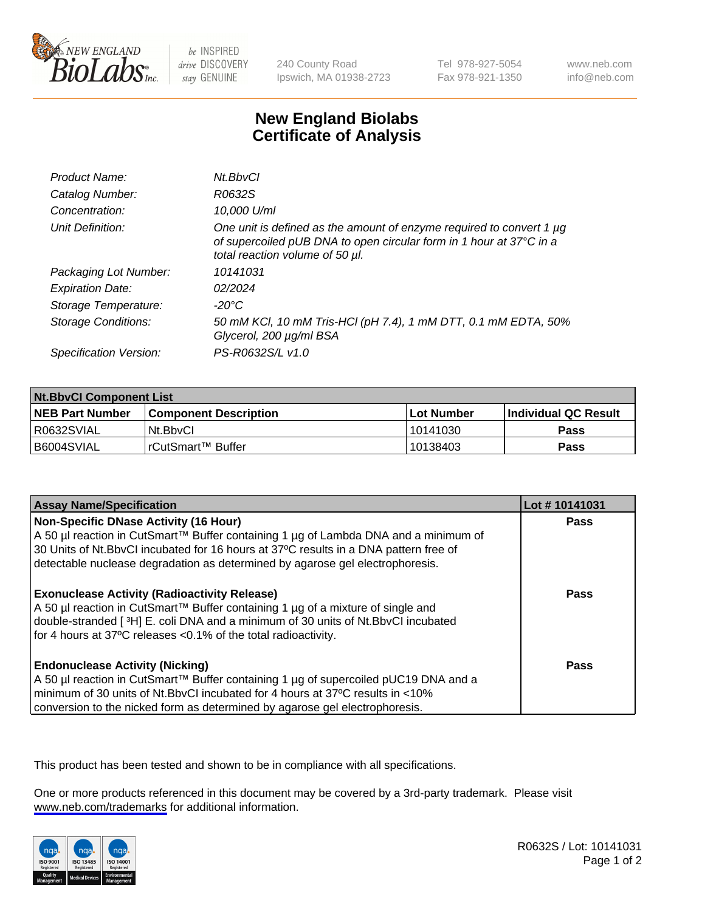# New England Biolabs Certificate of Analysis

| | |
|---|---|
| *Product Name:* | *Nt.BbvCI* |
| *Catalog Number:* | *R0632S* |
| *Concentration:* | *10,000 U/ml* |
| *Unit Definition:* | *One unit is defined as the amount of enzyme required to convert 1 µg of supercoiled pUB DNA to open circular form in 1 hour at 37°C in a total reaction volume of 50 µl.* |
| *Packaging Lot Number:* | *10141031* |
| *Expiration Date:* | *02/2024* |
| *Storage Temperature:* | *-20°C* |
| *Storage Conditions:* | *50 mM KCl, 10 mM Tris-HCl (pH 7.4), 1 mM DTT, 0.1 mM EDTA, 50% Glycerol, 200 µg/ml BSA* |
| *Specification Version:* | *PS-R0632S/L v1.0* |

| **Nt.BbvCI Component List** | | | |
|---|---|---|---|
| **NEB Part Number** | **Component Description** | **Lot Number** | **Individual QC Result** |
| R0632SVIAL | Nt.BbvCI | 10141030 | **Pass** |
| B6004SVIAL | rCutSmart™ Buffer | 10138403 | **Pass** |

| **Assay Name/Specification** | **Lot # 10141031** |
|---|---|
| **Non-Specific DNase Activity (16 Hour)** A 50 µl reaction in CutSmart™ Buffer containing 1 µg of Lambda DNA and a minimum of 30 Units of Nt.BbvCI incubated for 16 hours at 37ºC results in a DNA pattern free of detectable nuclease degradation as determined by agarose gel electrophoresis. | **Pass** |
| **Exonuclease Activity (Radioactivity Release)** A 50 µl reaction in CutSmart™ Buffer containing 1 µg of a mixture of single and double-stranded [ $^{3}$H] E. coli DNA and a minimum of 30 units of Nt.BbvCI incubated for 4 hours at 37ºC releases <0.1% of the total radioactivity. | **Pass** |
| **Endonuclease Activity (Nicking)** A 50 µl reaction in CutSmart™ Buffer containing 1 µg of supercoiled pUC19 DNA and a minimum of 30 units of Nt.BbvCI incubated for 4 hours at 37ºC results in <10% conversion to the nicked form as determined by agarose gel electrophoresis. | **Pass** |

This product has been tested and shown to be in compliance with all specifications.

One or more products referenced in this document may be covered by a 3rd-party trademark. Please visit www.neb.com/trademarks for additional information.

R0632S / Lot: 10141031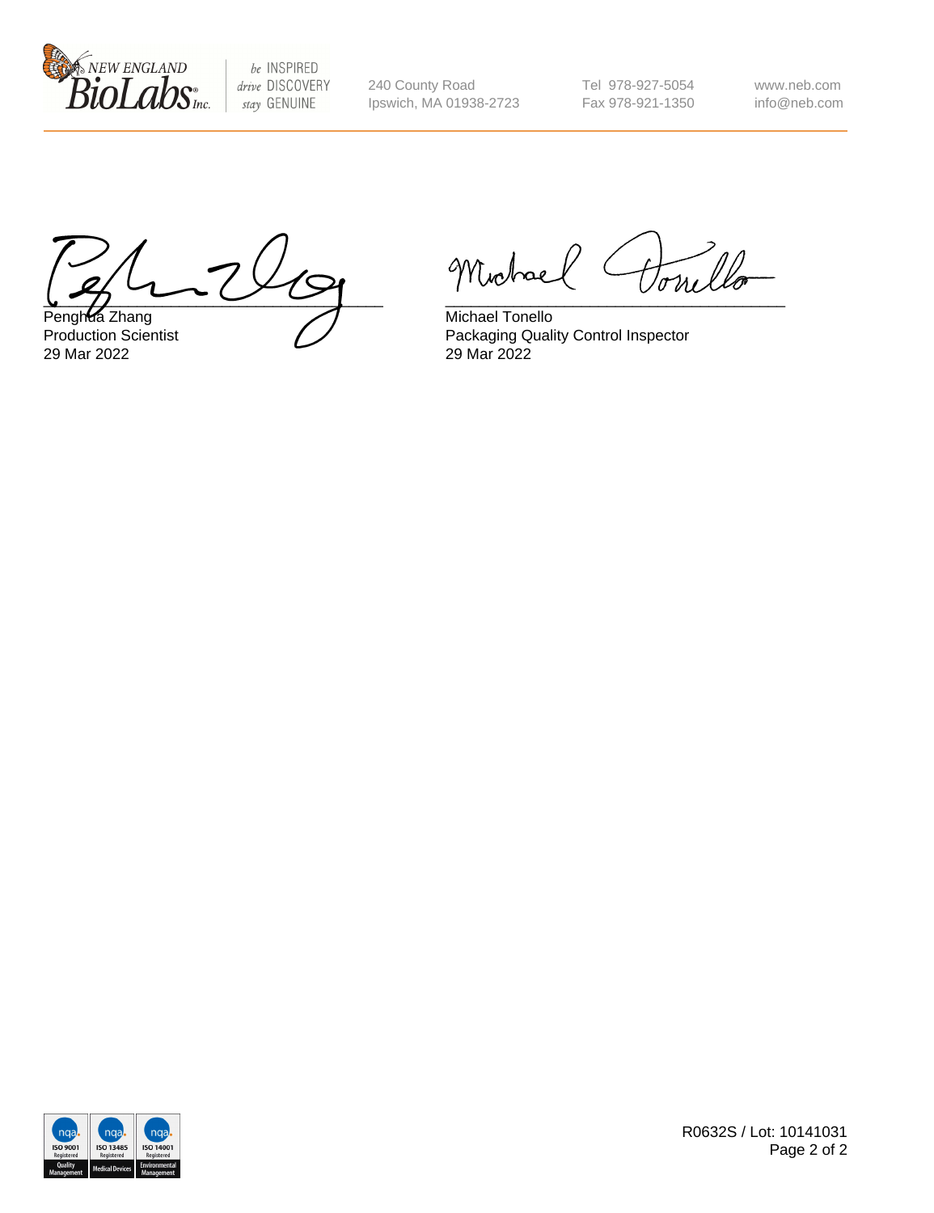NEW ENGLAND BioLabs® Inc.

be INSPIRED
drive DISCOVERY
stay GENUINE

240 County Road
Ipswich, MA 01938-2723

Tel 978-927-5054
Fax 978-921-1350

www.neb.com
info@neb.com

Penghua Zhang
Production Scientist
29 Mar 2022

Michael Tonello
Packaging Quality Control Inspector
29 Mar 2022

R0632S / Lot: 10141031